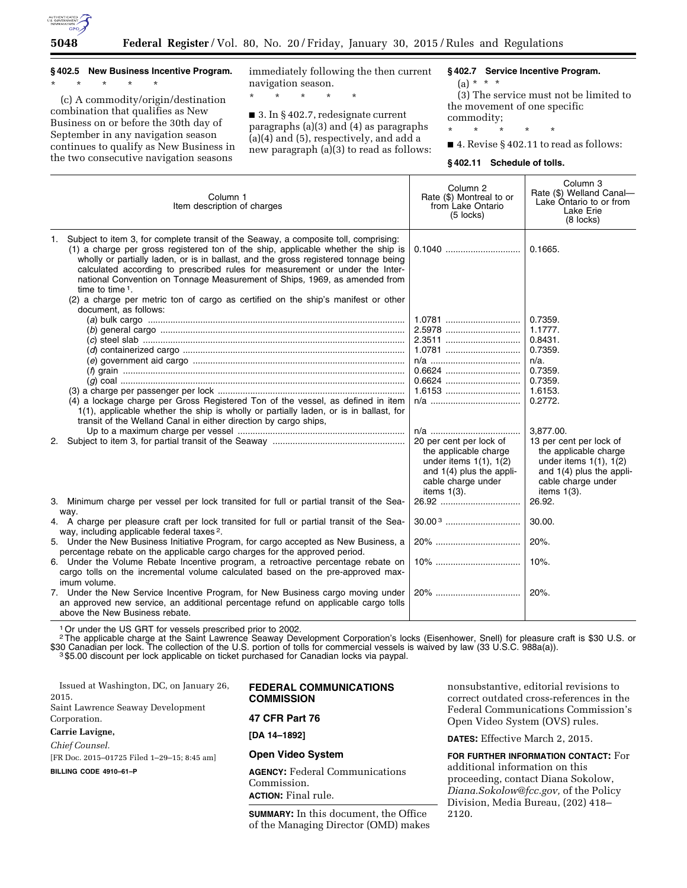**§ 402.5 New Business Incentive Program.**

\* \* \* \* \*

(c) A commodity/origin/destination combination that qualifies as New Business on or before the 30th day of September in any navigation season continues to qualify as New Business in the two consecutive navigation seasons immediately following the then current navigation season.

\* \* \* \* \*

■ 3. In § 402.7, redesignate current paragraphs (a)(3) and (4) as paragraphs (a)(4) and (5), respectively, and add a new paragraph (a)(3) to read as follows:

**§ 402.7 Service Incentive Program.**

(a) \* \* \*

(3) The service must not be limited to the movement of one specific commodity;

\* \* \* \* \*

■ 4. Revise § 402.11 to read as follows:

**§ 402.11 Schedule of tolls.**

| Column 1<br>Item description of charges | Column 2<br>Rate ($) Montreal to or from Lake Ontario<br>(5 locks) | Column 3<br>Rate ($) Welland Canal—Lake Ontario to or from Lake Erie<br>(8 locks) |
|---|---|---|
| 1. Subject to item 3, for complete transit of the Seaway, a composite toll, comprising: | | |
| (1) a charge per gross registered ton of the ship, applicable whether the ship is wholly or partially laden, or is in ballast, and the gross registered tonnage being calculated according to prescribed rules for measurement or under the International Convention on Tonnage Measurement of Ships, 1969, as amended from time to time [1]. | 0.1040 | 0.1665. |
| (2) a charge per metric ton of cargo as certified on the ship's manifest or other document, as follows: | | |
| (*a*) bulk cargo | 1.0781 | 0.7359. |
| (*b*) general cargo | 2.5978 | 1.1777. |
| (*c*) steel slab | 2.3511 | 0.8431. |
| (*d*) containerized cargo | 1.0781 | 0.7359. |
| (*e*) government aid cargo | n/a | n/a. |
| (*f*) grain | 0.6624 | 0.7359. |
| (*g*) coal | 0.6624 | 0.7359. |
| (3) a charge per passenger per lock | 1.6153 | 1.6153. |
| (4) a lockage charge per Gross Registered Ton of the vessel, as defined in item 1(1), applicable whether the ship is wholly or partially laden, or is in ballast, for transit of the Welland Canal in either direction by cargo ships, | n/a | 0.2772. |
| Up to a maximum charge per vessel | n/a | 3,877.00. |
| 2. Subject to item 3, for partial transit of the Seaway | 20 per cent per lock of the applicable charge under items 1(1), 1(2) and 1(4) plus the applicable charge under items 1(3). | 13 per cent per lock of the applicable charge under items 1(1), 1(2) and 1(4) plus the applicable charge under items 1(3). |
| 3. Minimum charge per vessel per lock transited for full or partial transit of the Seaway. | 26.92 | 26.92. |
| 4. A charge per pleasure craft per lock transited for full or partial transit of the Seaway, including applicable federal taxes [2]. | 30.00 [3] | 30.00. |
| 5. Under the New Business Initiative Program, for cargo accepted as New Business, a percentage rebate on the applicable cargo charges for the approved period. | 20% | 20%. |
| 6. Under the Volume Rebate Incentive program, a retroactive percentage rebate on cargo tolls on the incremental volume calculated based on the pre-approved maximum volume. | 10% | 10%. |
| 7. Under the New Service Incentive Program, for New Business cargo moving under an approved new service, an additional percentage refund on applicable cargo tolls above the New Business rebate. | 20% | 20%. |

[1] Or under the US GRT for vessels prescribed prior to 2002.

[2] The applicable charge at the Saint Lawrence Seaway Development Corporation's locks (Eisenhower, Snell) for pleasure craft is $30 U.S. or $30 Canadian per lock. The collection of the U.S. portion of tolls for commercial vessels is waived by law (33 U.S.C. 988a(a)).

[3] $5.00 discount per lock applicable on ticket purchased for Canadian locks via paypal.

Issued at Washington, DC, on January 26, 2015.

Saint Lawrence Seaway Development Corporation.

**Carrie Lavigne,**

*Chief Counsel.*

[FR Doc. 2015–01725 Filed 1–29–15; 8:45 am]

**BILLING CODE 4910–61–P**

## FEDERAL COMMUNICATIONS COMMISSION

## 47 CFR Part 76

**[DA 14–1892]**

## Open Video System

**AGENCY:** Federal Communications Commission.

**ACTION:** Final rule.

**SUMMARY:** In this document, the Office of the Managing Director (OMD) makes nonsubstantive, editorial revisions to correct outdated cross-references in the Federal Communications Commission's Open Video System (OVS) rules.

**DATES:** Effective March 2, 2015.

**FOR FURTHER INFORMATION CONTACT:** For additional information on this proceeding, contact Diana Sokolow, *Diana.Sokolow@fcc.gov,* of the Policy Division, Media Bureau, (202) 418–2120.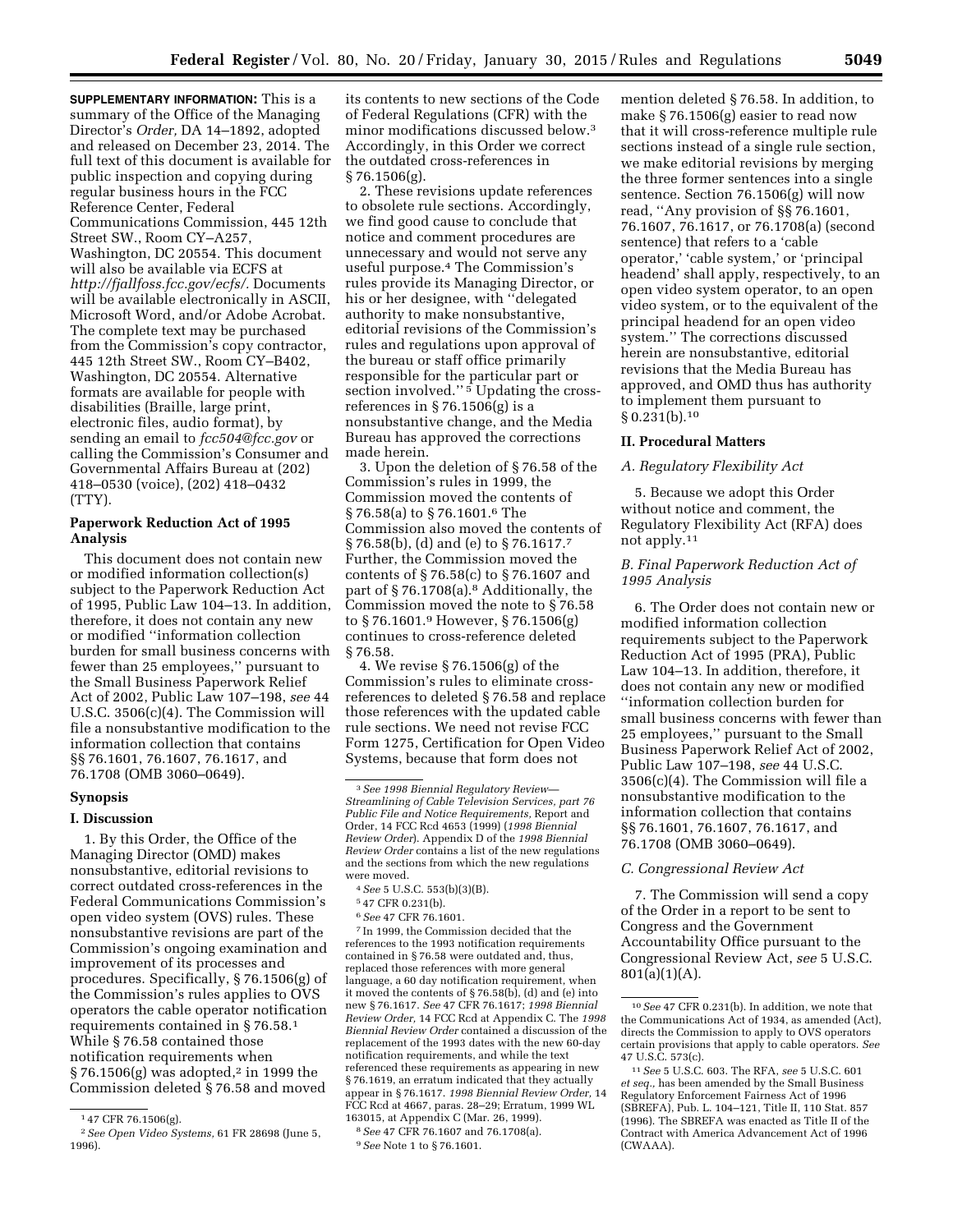**SUPPLEMENTARY INFORMATION:** This is a summary of the Office of the Managing Director's *Order,* DA 14–1892, adopted and released on December 23, 2014. The full text of this document is available for public inspection and copying during regular business hours in the FCC Reference Center, Federal Communications Commission, 445 12th Street SW., Room CY–A257, Washington, DC 20554. This document will also be available via ECFS at *http://fjallfoss.fcc.gov/ecfs/.* Documents will be available electronically in ASCII, Microsoft Word, and/or Adobe Acrobat. The complete text may be purchased from the Commission's copy contractor, 445 12th Street SW., Room CY–B402, Washington, DC 20554. Alternative formats are available for people with disabilities (Braille, large print, electronic files, audio format), by sending an email to *fcc504@fcc.gov* or calling the Commission's Consumer and Governmental Affairs Bureau at (202) 418–0530 (voice), (202) 418–0432 (TTY).

**Paperwork Reduction Act of 1995 Analysis**

This document does not contain new or modified information collection(s) subject to the Paperwork Reduction Act of 1995, Public Law 104–13. In addition, therefore, it does not contain any new or modified ''information collection burden for small business concerns with fewer than 25 employees,'' pursuant to the Small Business Paperwork Relief Act of 2002, Public Law 107–198, *see* 44 U.S.C. 3506(c)(4). The Commission will file a nonsubstantive modification to the information collection that contains §§ 76.1601, 76.1607, 76.1617, and 76.1708 (OMB 3060–0649).

**Synopsis**

**I. Discussion**

1. By this Order, the Office of the Managing Director (OMD) makes nonsubstantive, editorial revisions to correct outdated cross-references in the Federal Communications Commission's open video system (OVS) rules. These nonsubstantive revisions are part of the Commission's ongoing examination and improvement of its processes and procedures. Specifically, § 76.1506(g) of the Commission's rules applies to OVS operators the cable operator notification requirements contained in § 76.58.[1] While § 76.58 contained those notification requirements when § 76.1506(g) was adopted,[2] in 1999 the Commission deleted § 76.58 and moved its contents to new sections of the Code of Federal Regulations (CFR) with the minor modifications discussed below.[3] Accordingly, in this Order we correct the outdated cross-references in § 76.1506(g).

2. These revisions update references to obsolete rule sections. Accordingly, we find good cause to conclude that notice and comment procedures are unnecessary and would not serve any useful purpose.[4] The Commission's rules provide its Managing Director, or his or her designee, with ''delegated authority to make nonsubstantive, editorial revisions of the Commission's rules and regulations upon approval of the bureau or staff office primarily responsible for the particular part or section involved.''[5] Updating the cross-references in § 76.1506(g) is a nonsubstantive change, and the Media Bureau has approved the corrections made herein.

3. Upon the deletion of § 76.58 of the Commission's rules in 1999, the Commission moved the contents of § 76.58(a) to § 76.1601.[6] The Commission also moved the contents of § 76.58(b), (d) and (e) to § 76.1617.[7] Further, the Commission moved the contents of § 76.58(c) to § 76.1607 and part of § 76.1708(a).[8] Additionally, the Commission moved the note to § 76.58 to § 76.1601.[9] However, § 76.1506(g) continues to cross-reference deleted § 76.58.

4. We revise § 76.1506(g) of the Commission's rules to eliminate cross-references to deleted § 76.58 and replace those references with the updated cable rule sections. We need not revise FCC Form 1275, Certification for Open Video Systems, because that form does not mention deleted § 76.58. In addition, to make § 76.1506(g) easier to read now that it will cross-reference multiple rule sections instead of a single rule section, we make editorial revisions by merging the three former sentences into a single sentence. Section 76.1506(g) will now read, ''Any provision of §§ 76.1601, 76.1607, 76.1617, or 76.1708(a) (second sentence) that refers to a 'cable operator,' 'cable system,' or 'principal headend' shall apply, respectively, to an open video system operator, to an open video system, or to the equivalent of the principal headend for an open video system.'' The corrections discussed herein are nonsubstantive, editorial revisions that the Media Bureau has approved, and OMD thus has authority to implement them pursuant to § 0.231(b).[10]

**II. Procedural Matters**

*A. Regulatory Flexibility Act*

5. Because we adopt this Order without notice and comment, the Regulatory Flexibility Act (RFA) does not apply.[11]

*B. Final Paperwork Reduction Act of 1995 Analysis*

6. The Order does not contain new or modified information collection requirements subject to the Paperwork Reduction Act of 1995 (PRA), Public Law 104–13. In addition, therefore, it does not contain any new or modified ''information collection burden for small business concerns with fewer than 25 employees,'' pursuant to the Small Business Paperwork Relief Act of 2002, Public Law 107–198, *see* 44 U.S.C. 3506(c)(4). The Commission will file a nonsubstantive modification to the information collection that contains §§ 76.1601, 76.1607, 76.1617, and 76.1708 (OMB 3060–0649).

*C. Congressional Review Act*

7. The Commission will send a copy of the Order in a report to be sent to Congress and the Government Accountability Office pursuant to the Congressional Review Act, *see* 5 U.S.C. 801(a)(1)(A).

---

[1] 47 CFR 76.1506(g).

[2] *See Open Video Systems,* 61 FR 28698 (June 5, 1996).

[3] *See 1998 Biennial Regulatory Review—Streamlining of Cable Television Services, part 76 Public File and Notice Requirements,* Report and Order, 14 FCC Rcd 4653 (1999) (*1998 Biennial Review Order*). Appendix D of the *1998 Biennial Review Order* contains a list of the new regulations and the sections from which the new regulations were moved.

[4] *See* 5 U.S.C. 553(b)(3)(B).

[5] 47 CFR 0.231(b).

[6] *See* 47 CFR 76.1601.

[7] In 1999, the Commission decided that the references to the 1993 notification requirements contained in § 76.58 were outdated and, thus, replaced those references with more general language, a 60 day notification requirement, when it moved the contents of § 76.58(b), (d) and (e) into new § 76.1617. *See* 47 CFR 76.1617; *1998 Biennial Review Order,* 14 FCC Rcd at Appendix C. The *1998 Biennial Review Order* contained a discussion of the replacement of the 1993 dates with the new 60-day notification requirements, and while the text referenced these requirements as appearing in new § 76.1619, an erratum indicated that they actually appear in § 76.1617. *1998 Biennial Review Order,* 14 FCC Rcd at 4667, paras. 28–29; Erratum, 1999 WL 163015, at Appendix C (Mar. 26, 1999).

[8] *See* 47 CFR 76.1607 and 76.1708(a).

[9] *See* Note 1 to § 76.1601.

[10] *See* 47 CFR 0.231(b). In addition, we note that the Communications Act of 1934, as amended (Act), directs the Commission to apply to OVS operators certain provisions that apply to cable operators. *See* 47 U.S.C. 573(c).

[11] *See* 5 U.S.C. 603. The RFA, *see* 5 U.S.C. 601 *et seq.,* has been amended by the Small Business Regulatory Enforcement Fairness Act of 1996 (SBREFA), Pub. L. 104–121, Title II, 110 Stat. 857 (1996). The SBREFA was enacted as Title II of the Contract with America Advancement Act of 1996 (CWAAA).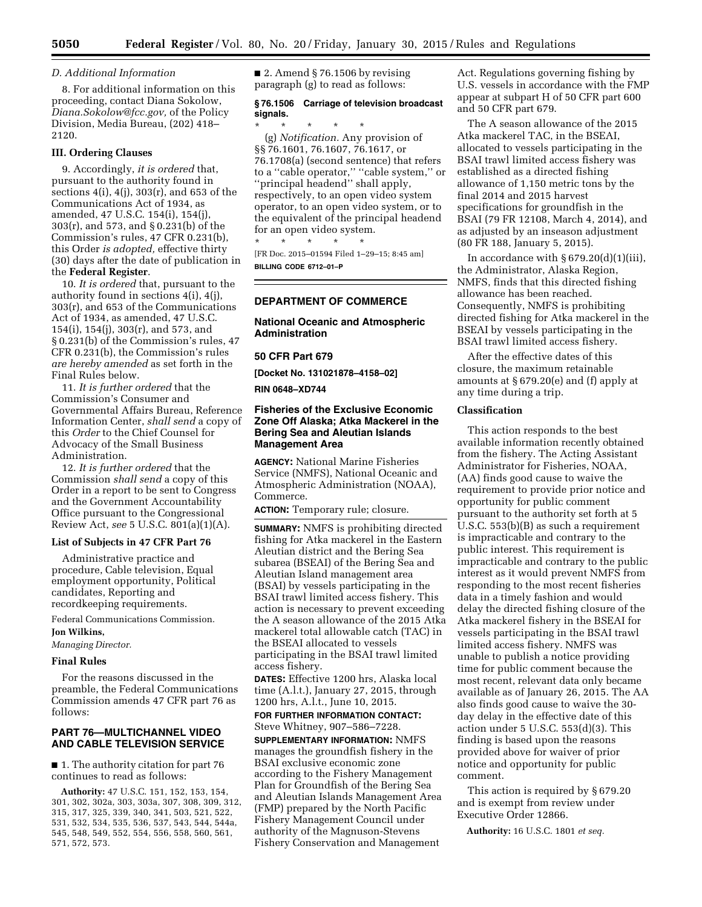*D. Additional Information*

8. For additional information on this proceeding, contact Diana Sokolow, *Diana.Sokolow@fcc.gov,* of the Policy Division, Media Bureau, (202) 418–2120.

### III. Ordering Clauses

9. Accordingly, *it is ordered* that, pursuant to the authority found in sections 4(i), 4(j), 303(r), and 653 of the Communications Act of 1934, as amended, 47 U.S.C. 154(i), 154(j), 303(r), and 573, and § 0.231(b) of the Commission's rules, 47 CFR 0.231(b), this Order *is adopted,* effective thirty (30) days after the date of publication in the **Federal Register**.

10. *It is ordered* that, pursuant to the authority found in sections 4(i), 4(j), 303(r), and 653 of the Communications Act of 1934, as amended, 47 U.S.C. 154(i), 154(j), 303(r), and 573, and § 0.231(b) of the Commission's rules, 47 CFR 0.231(b), the Commission's rules *are hereby amended* as set forth in the Final Rules below.

11. *It is further ordered* that the Commission's Consumer and Governmental Affairs Bureau, Reference Information Center, *shall send* a copy of this *Order* to the Chief Counsel for Advocacy of the Small Business Administration.

12. *It is further ordered* that the Commission *shall send* a copy of this Order in a report to be sent to Congress and the Government Accountability Office pursuant to the Congressional Review Act, *see* 5 U.S.C. 801(a)(1)(A).

### List of Subjects in 47 CFR Part 76

Administrative practice and procedure, Cable television, Equal employment opportunity, Political candidates, Reporting and recordkeeping requirements.

Federal Communications Commission.

**Jon Wilkins,**

*Managing Director.*

### Final Rules

For the reasons discussed in the preamble, the Federal Communications Commission amends 47 CFR part 76 as follows:

## PART 76—MULTICHANNEL VIDEO AND CABLE TELEVISION SERVICE

■ 1. The authority citation for part 76 continues to read as follows:

**Authority:** 47 U.S.C. 151, 152, 153, 154, 301, 302, 302a, 303, 303a, 307, 308, 309, 312, 315, 317, 325, 339, 340, 341, 503, 521, 522, 531, 532, 534, 535, 536, 537, 543, 544, 544a, 545, 548, 549, 552, 554, 556, 558, 560, 561, 571, 572, 573.

■ 2. Amend § 76.1506 by revising paragraph (g) to read as follows:

**§ 76.1506 Carriage of television broadcast signals.**

\* \* \* \* \*

(g) *Notification.* Any provision of §§ 76.1601, 76.1607, 76.1617, or 76.1708(a) (second sentence) that refers to a ''cable operator,'' ''cable system,'' or ''principal headend'' shall apply, respectively, to an open video system operator, to an open video system, or to the equivalent of the principal headend for an open video system.

\* \* \* \* \*

[FR Doc. 2015–01594 Filed 1–29–15; 8:45 am]

**BILLING CODE 6712–01–P**

---

## DEPARTMENT OF COMMERCE

### National Oceanic and Atmospheric Administration

### 50 CFR Part 679

**[Docket No. 131021878–4158–02]**

**RIN 0648–XD744**

## Fisheries of the Exclusive Economic Zone Off Alaska; Atka Mackerel in the Bering Sea and Aleutian Islands Management Area

**AGENCY:** National Marine Fisheries Service (NMFS), National Oceanic and Atmospheric Administration (NOAA), Commerce.

**ACTION:** Temporary rule; closure.

**SUMMARY:** NMFS is prohibiting directed fishing for Atka mackerel in the Eastern Aleutian district and the Bering Sea subarea (BSEAI) of the Bering Sea and Aleutian Island management area (BSAI) by vessels participating in the BSAI trawl limited access fishery. This action is necessary to prevent exceeding the A season allowance of the 2015 Atka mackerel total allowable catch (TAC) in the BSEAI allocated to vessels participating in the BSAI trawl limited access fishery.

**DATES:** Effective 1200 hrs, Alaska local time (A.l.t.), January 27, 2015, through 1200 hrs, A.l.t., June 10, 2015.

**FOR FURTHER INFORMATION CONTACT:** Steve Whitney, 907–586–7228.

**SUPPLEMENTARY INFORMATION:** NMFS manages the groundfish fishery in the BSAI exclusive economic zone according to the Fishery Management Plan for Groundfish of the Bering Sea and Aleutian Islands Management Area (FMP) prepared by the North Pacific Fishery Management Council under authority of the Magnuson-Stevens Fishery Conservation and Management Act. Regulations governing fishing by U.S. vessels in accordance with the FMP appear at subpart H of 50 CFR part 600 and 50 CFR part 679.

The A season allowance of the 2015 Atka mackerel TAC, in the BSEAI, allocated to vessels participating in the BSAI trawl limited access fishery was established as a directed fishing allowance of 1,150 metric tons by the final 2014 and 2015 harvest specifications for groundfish in the BSAI (79 FR 12108, March 4, 2014), and as adjusted by an inseason adjustment (80 FR 188, January 5, 2015).

In accordance with § 679.20(d)(1)(iii), the Administrator, Alaska Region, NMFS, finds that this directed fishing allowance has been reached. Consequently, NMFS is prohibiting directed fishing for Atka mackerel in the BSEAI by vessels participating in the BSAI trawl limited access fishery.

After the effective dates of this closure, the maximum retainable amounts at § 679.20(e) and (f) apply at any time during a trip.

### Classification

This action responds to the best available information recently obtained from the fishery. The Acting Assistant Administrator for Fisheries, NOAA, (AA) finds good cause to waive the requirement to provide prior notice and opportunity for public comment pursuant to the authority set forth at 5 U.S.C. 553(b)(B) as such a requirement is impracticable and contrary to the public interest. This requirement is impracticable and contrary to the public interest as it would prevent NMFS from responding to the most recent fisheries data in a timely fashion and would delay the directed fishing closure of the Atka mackerel fishery in the BSEAI for vessels participating in the BSAI trawl limited access fishery. NMFS was unable to publish a notice providing time for public comment because the most recent, relevant data only became available as of January 26, 2015. The AA also finds good cause to waive the 30-day delay in the effective date of this action under 5 U.S.C. 553(d)(3). This finding is based upon the reasons provided above for waiver of prior notice and opportunity for public comment.

This action is required by § 679.20 and is exempt from review under Executive Order 12866.

**Authority:** 16 U.S.C. 1801 *et seq.*